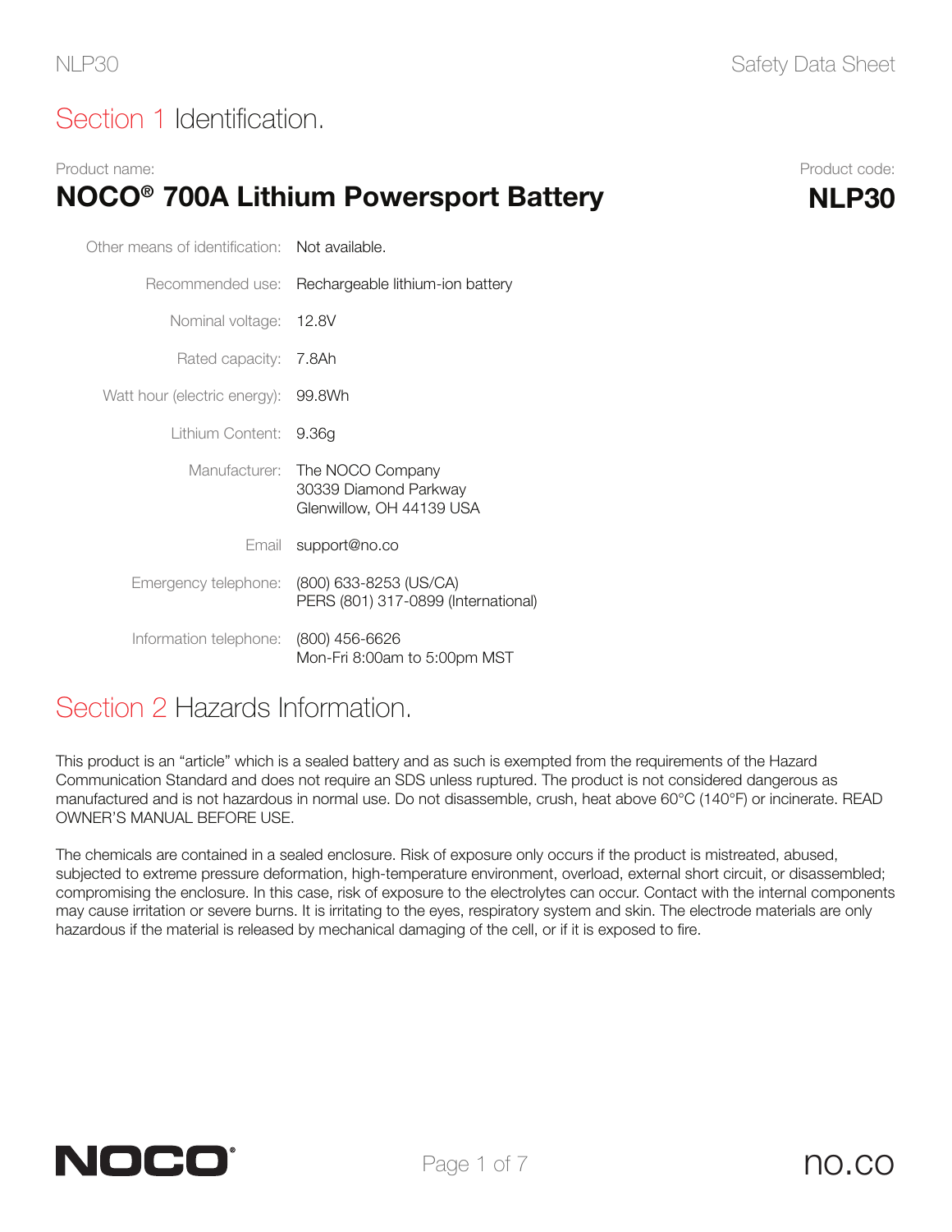## Section 1 Identification.

Product name:

**NOCO® 700A Lithium Powersport Battery**

Product code: **NLP30**

| | |
|---|---|
| Other means of identification: | Not available. |
| Recommended use: | Rechargeable lithium-ion battery |
| Nominal voltage: | 12.8V |
| Rated capacity: | 7.8Ah |
| Watt hour (electric energy): | 99.8Wh |
| Lithium Content: | 9.36g |
| Manufacturer: | The NOCO Company<br>30339 Diamond Parkway<br>Glenwillow, OH 44139 USA |
| Email | support@no.co |
| Emergency telephone: | (800) 633-8253 (US/CA)<br>PERS (801) 317-0899 (International) |
| Information telephone: | (800) 456-6626<br>Mon-Fri 8:00am to 5:00pm MST |

## Section 2 Hazards Information.

This product is an "article" which is a sealed battery and as such is exempted from the requirements of the Hazard Communication Standard and does not require an SDS unless ruptured. The product is not considered dangerous as manufactured and is not hazardous in normal use. Do not disassemble, crush, heat above 60°C (140°F) or incinerate. READ OWNER'S MANUAL BEFORE USE.

The chemicals are contained in a sealed enclosure. Risk of exposure only occurs if the product is mistreated, abused, subjected to extreme pressure deformation, high-temperature environment, overload, external short circuit, or disassembled; compromising the enclosure. In this case, risk of exposure to the electrolytes can occur. Contact with the internal components may cause irritation or severe burns. It is irritating to the eyes, respiratory system and skin. The electrode materials are only hazardous if the material is released by mechanical damaging of the cell, or if it is exposed to fire.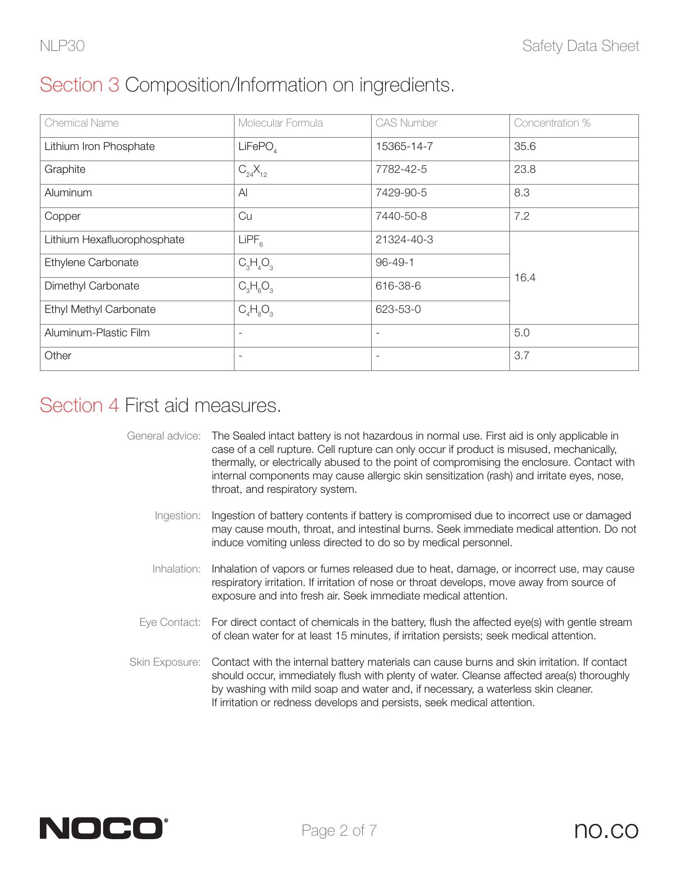## Section 3 Composition/Information on ingredients.

| Chemical Name | Molecular Formula | CAS Number | Concentration % |
|---|---|---|---|
| Lithium Iron Phosphate | $LiFePO_4$ | 15365-14-7 | 35.6 |
| Graphite | $C_{24}X_{12}$ | 7782-42-5 | 23.8 |
| Aluminum | Al | 7429-90-5 | 8.3 |
| Copper | Cu | 7440-50-8 | 7.2 |
| Lithium Hexafluorophosphate | $LiPF_6$ | 21324-40-3 | 16.4 |
| Ethylene Carbonate | $C_3H_4O_3$ | 96-49-1 | |
| Dimethyl Carbonate | $C_3H_6O_3$ | 616-38-6 | |
| Ethyl Methyl Carbonate | $C_4H_8O_3$ | 623-53-0 | |
| Aluminum-Plastic Film | - | - | 5.0 |
| Other | - | - | 3.7 |

## Section 4 First aid measures.

**General advice:** The Sealed intact battery is not hazardous in normal use. First aid is only applicable in case of a cell rupture. Cell rupture can only occur if product is misused, mechanically, thermally, or electrically abused to the point of compromising the enclosure. Contact with internal components may cause allergic skin sensitization (rash) and irritate eyes, nose, throat, and respiratory system.

**Ingestion:** Ingestion of battery contents if battery is compromised due to incorrect use or damaged may cause mouth, throat, and intestinal burns. Seek immediate medical attention. Do not induce vomiting unless directed to do so by medical personnel.

**Inhalation:** Inhalation of vapors or fumes released due to heat, damage, or incorrect use, may cause respiratory irritation. If irritation of nose or throat develops, move away from source of exposure and into fresh air. Seek immediate medical attention.

**Eye Contact:** For direct contact of chemicals in the battery, flush the affected eye(s) with gentle stream of clean water for at least 15 minutes, if irritation persists; seek medical attention.

**Skin Exposure:** Contact with the internal battery materials can cause burns and skin irritation. If contact should occur, immediately flush with plenty of water. Cleanse affected area(s) thoroughly by washing with mild soap and water and, if necessary, a waterless skin cleaner. If irritation or redness develops and persists, seek medical attention.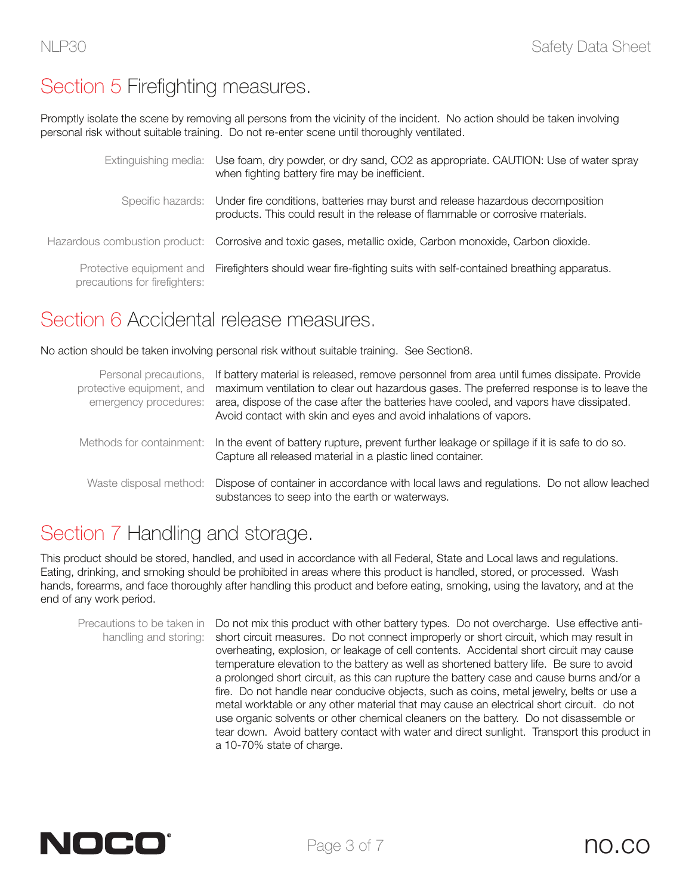## Section 5 Firefighting measures.

Promptly isolate the scene by removing all persons from the vicinity of the incident. No action should be taken involving personal risk without suitable training. Do not re-enter scene until thoroughly ventilated.

| | |
|---|---|
| Extinguishing media: | Use foam, dry powder, or dry sand, CO2 as appropriate. CAUTION: Use of water spray when fighting battery fire may be inefficient. |
| Specific hazards: | Under fire conditions, batteries may burst and release hazardous decomposition products. This could result in the release of flammable or corrosive materials. |
| Hazardous combustion product: | Corrosive and toxic gases, metallic oxide, Carbon monoxide, Carbon dioxide. |
| Protective equipment and precautions for firefighters: | Firefighters should wear fire-fighting suits with self-contained breathing apparatus. |

## Section 6 Accidental release measures.

No action should be taken involving personal risk without suitable training. See Section8.

| | |
|---|---|
| Personal precautions, protective equipment, and emergency procedures: | If battery material is released, remove personnel from area until fumes dissipate. Provide maximum ventilation to clear out hazardous gases. The preferred response is to leave the area, dispose of the case after the batteries have cooled, and vapors have dissipated. Avoid contact with skin and eyes and avoid inhalations of vapors. |
| Methods for containment: | In the event of battery rupture, prevent further leakage or spillage if it is safe to do so. Capture all released material in a plastic lined container. |
| Waste disposal method: | Dispose of container in accordance with local laws and regulations. Do not allow leached substances to seep into the earth or waterways. |

## Section 7 Handling and storage.

This product should be stored, handled, and used in accordance with all Federal, State and Local laws and regulations. Eating, drinking, and smoking should be prohibited in areas where this product is handled, stored, or processed. Wash hands, forearms, and face thoroughly after handling this product and before eating, smoking, using the lavatory, and at the end of any work period.

| | |
|---|---|
| Precautions to be taken in handling and storing: | Do not mix this product with other battery types. Do not overcharge. Use effective anti-short circuit measures. Do not connect improperly or short circuit, which may result in overheating, explosion, or leakage of cell contents. Accidental short circuit may cause temperature elevation to the battery as well as shortened battery life. Be sure to avoid a prolonged short circuit, as this can rupture the battery case and cause burns and/or a fire. Do not handle near conducive objects, such as coins, metal jewelry, belts or use a metal worktable or any other material that may cause an electrical short circuit. do not use organic solvents or other chemical cleaners on the battery. Do not disassemble or tear down. Avoid battery contact with water and direct sunlight. Transport this product in a 10-70% state of charge. |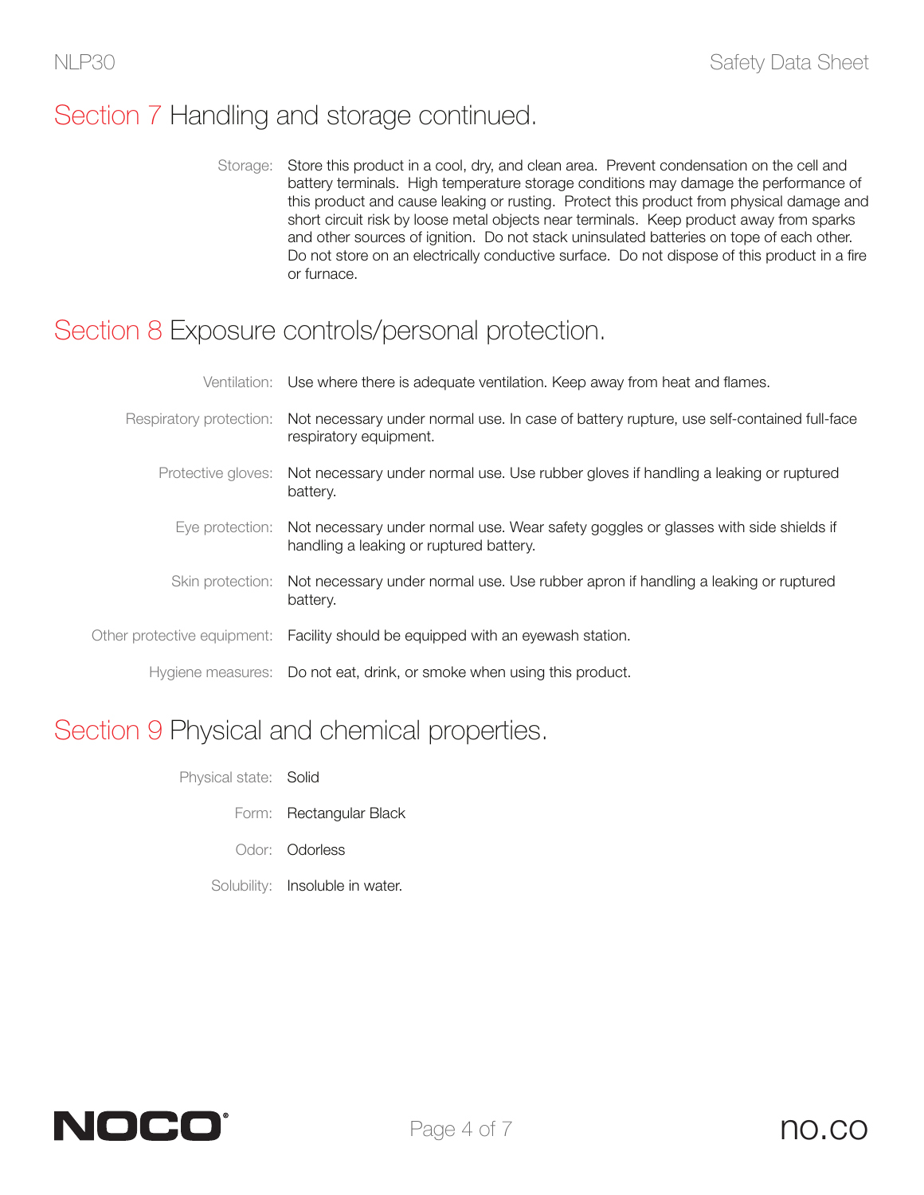## Section 7 Handling and storage continued.

Storage: Store this product in a cool, dry, and clean area. Prevent condensation on the cell and battery terminals. High temperature storage conditions may damage the performance of this product and cause leaking or rusting. Protect this product from physical damage and short circuit risk by loose metal objects near terminals. Keep product away from sparks and other sources of ignition. Do not stack uninsulated batteries on tope of each other. Do not store on an electrically conductive surface. Do not dispose of this product in a fire or furnace.

## Section 8 Exposure controls/personal protection.

Ventilation: Use where there is adequate ventilation. Keep away from heat and flames.

Respiratory protection: Not necessary under normal use. In case of battery rupture, use self-contained full-face respiratory equipment.

Protective gloves: Not necessary under normal use. Use rubber gloves if handling a leaking or ruptured battery.

Eye protection: Not necessary under normal use. Wear safety goggles or glasses with side shields if handling a leaking or ruptured battery.

Skin protection: Not necessary under normal use. Use rubber apron if handling a leaking or ruptured battery.

Other protective equipment: Facility should be equipped with an eyewash station.

Hygiene measures: Do not eat, drink, or smoke when using this product.

## Section 9 Physical and chemical properties.

Physical state: Solid

Form: Rectangular Black

Odor: Odorless

Solubility: Insoluble in water.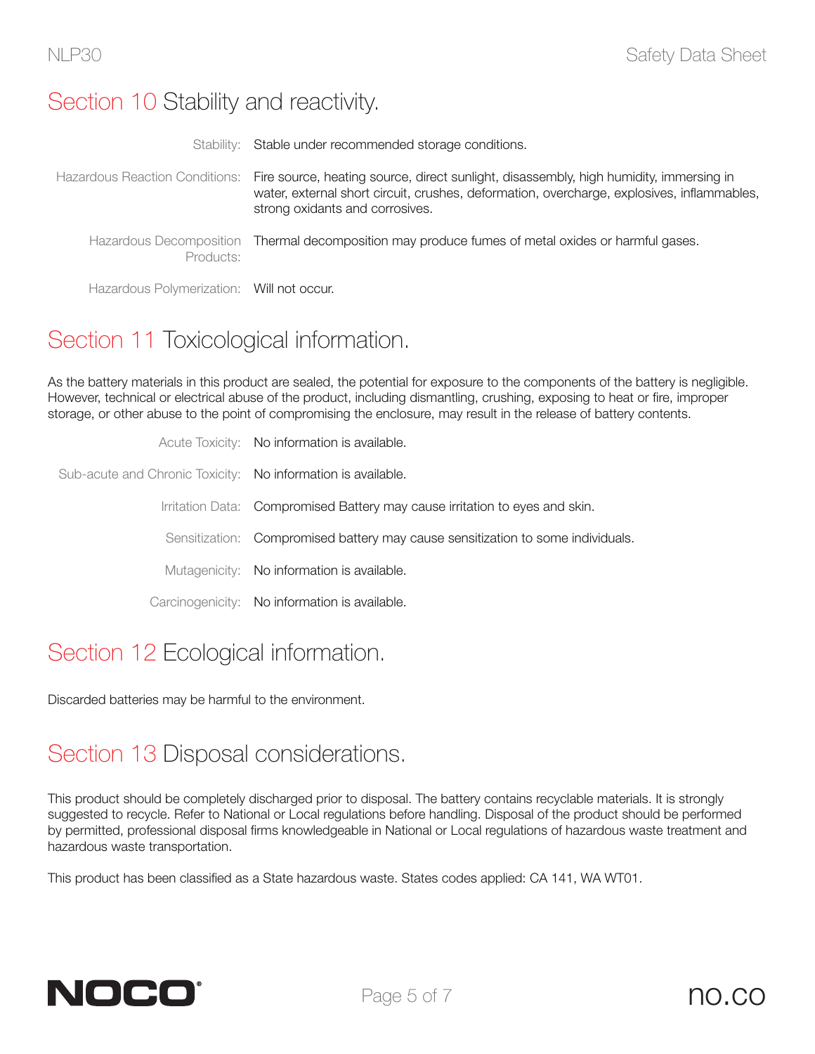## Section 10 Stability and reactivity.

| | |
|---|---|
| Stability: | Stable under recommended storage conditions. |
| Hazardous Reaction Conditions: | Fire source, heating source, direct sunlight, disassembly, high humidity, immersing in water, external short circuit, crushes, deformation, overcharge, explosives, inflammables, strong oxidants and corrosives. |
| Hazardous Decomposition Products: | Thermal decomposition may produce fumes of metal oxides or harmful gases. |
| Hazardous Polymerization: | Will not occur. |

## Section 11 Toxicological information.

As the battery materials in this product are sealed, the potential for exposure to the components of the battery is negligible. However, technical or electrical abuse of the product, including dismantling, crushing, exposing to heat or fire, improper storage, or other abuse to the point of compromising the enclosure, may result in the release of battery contents.

| | |
|---|---|
| Acute Toxicity: | No information is available. |
| Sub-acute and Chronic Toxicity: | No information is available. |
| Irritation Data: | Compromised Battery may cause irritation to eyes and skin. |
| Sensitization: | Compromised battery may cause sensitization to some individuals. |
| Mutagenicity: | No information is available. |
| Carcinogenicity: | No information is available. |

## Section 12 Ecological information.

Discarded batteries may be harmful to the environment.

## Section 13 Disposal considerations.

This product should be completely discharged prior to disposal. The battery contains recyclable materials. It is strongly suggested to recycle. Refer to National or Local regulations before handling. Disposal of the product should be performed by permitted, professional disposal firms knowledgeable in National or Local regulations of hazardous waste treatment and hazardous waste transportation.

This product has been classified as a State hazardous waste. States codes applied: CA 141, WA WT01.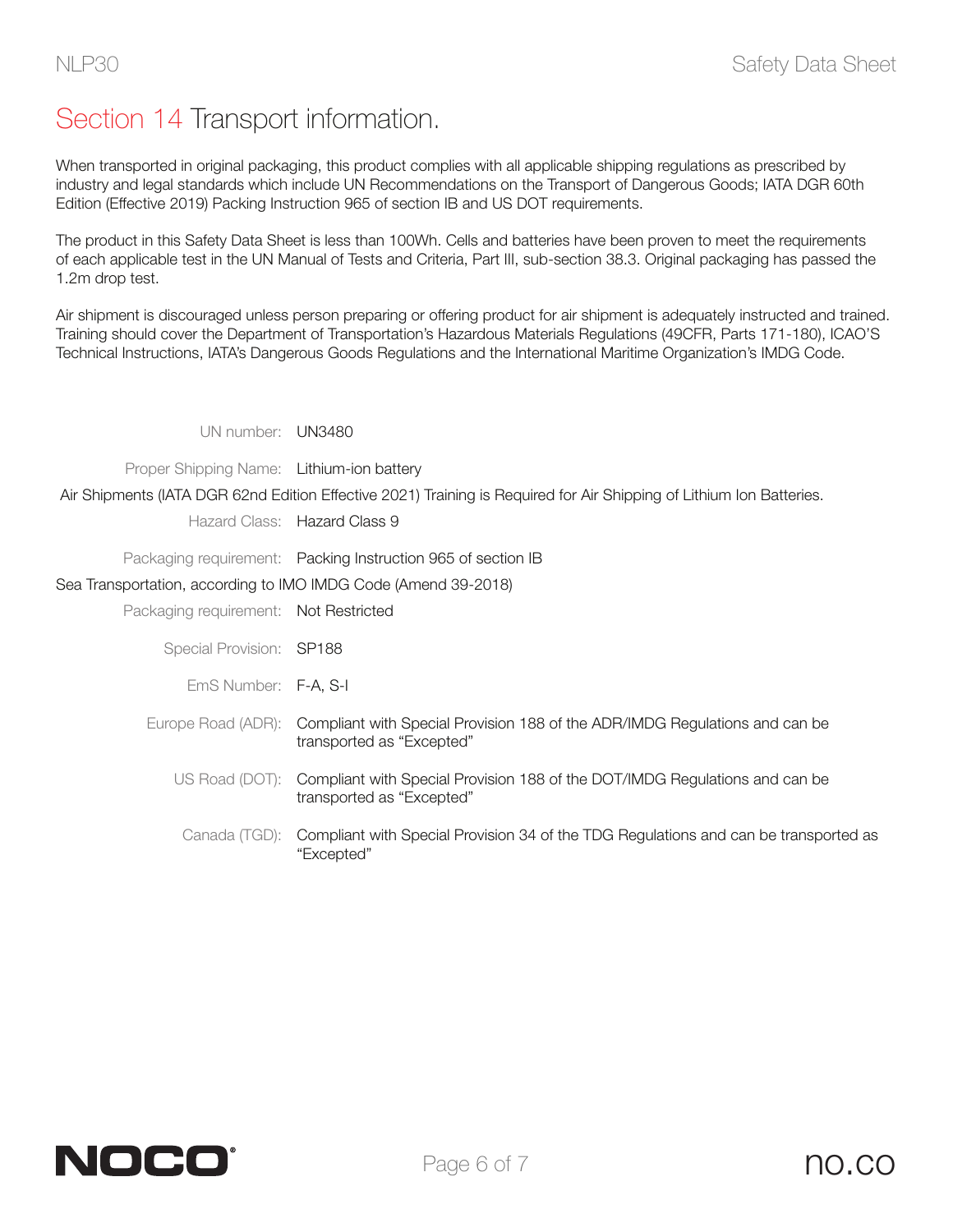# Section 14 Transport information.

When transported in original packaging, this product complies with all applicable shipping regulations as prescribed by industry and legal standards which include UN Recommendations on the Transport of Dangerous Goods; IATA DGR 60th Edition (Effective 2019) Packing Instruction 965 of section IB and US DOT requirements.

The product in this Safety Data Sheet is less than 100Wh. Cells and batteries have been proven to meet the requirements of each applicable test in the UN Manual of Tests and Criteria, Part III, sub-section 38.3. Original packaging has passed the 1.2m drop test.

Air shipment is discouraged unless person preparing or offering product for air shipment is adequately instructed and trained. Training should cover the Department of Transportation's Hazardous Materials Regulations (49CFR, Parts 171-180), ICAO'S Technical Instructions, IATA's Dangerous Goods Regulations and the International Maritime Organization's IMDG Code.

UN number: UN3480

Proper Shipping Name: Lithium-ion battery

Air Shipments (IATA DGR 62nd Edition Effective 2021) Training is Required for Air Shipping of Lithium Ion Batteries.

Hazard Class: Hazard Class 9

Packaging requirement: Packing Instruction 965 of section IB

Sea Transportation, according to IMO IMDG Code (Amend 39-2018)

Packaging requirement: Not Restricted

Special Provision: SP188

EmS Number: F-A, S-I

Europe Road (ADR): Compliant with Special Provision 188 of the ADR/IMDG Regulations and can be transported as "Excepted"

US Road (DOT): Compliant with Special Provision 188 of the DOT/IMDG Regulations and can be transported as "Excepted"

Canada (TGD): Compliant with Special Provision 34 of the TDG Regulations and can be transported as "Excepted"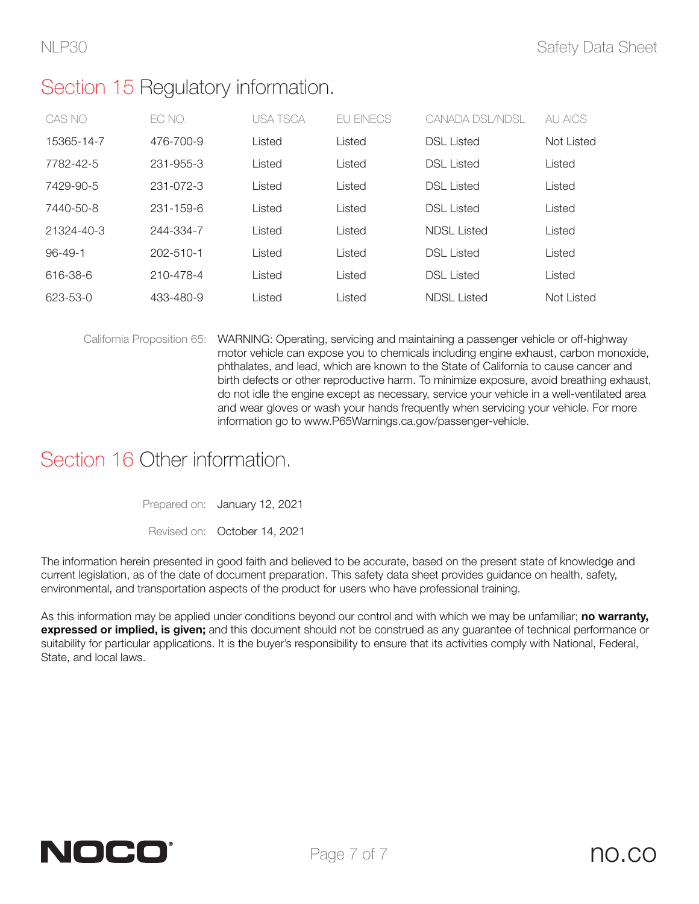## Section 15 Regulatory information.

| CAS NO | EC NO. | USA TSCA | EU EINECS | CANADA DSL/NDSL | AU AICS |
|---|---|---|---|---|---|
| 15365-14-7 | 476-700-9 | Listed | Listed | DSL Listed | Not Listed |
| 7782-42-5 | 231-955-3 | Listed | Listed | DSL Listed | Listed |
| 7429-90-5 | 231-072-3 | Listed | Listed | DSL Listed | Listed |
| 7440-50-8 | 231-159-6 | Listed | Listed | DSL Listed | Listed |
| 21324-40-3 | 244-334-7 | Listed | Listed | NDSL Listed | Listed |
| 96-49-1 | 202-510-1 | Listed | Listed | DSL Listed | Listed |
| 616-38-6 | 210-478-4 | Listed | Listed | DSL Listed | Listed |
| 623-53-0 | 433-480-9 | Listed | Listed | NDSL Listed | Not Listed |

California Proposition 65: WARNING: Operating, servicing and maintaining a passenger vehicle or off-highway motor vehicle can expose you to chemicals including engine exhaust, carbon monoxide, phthalates, and lead, which are known to the State of California to cause cancer and birth defects or other reproductive harm. To minimize exposure, avoid breathing exhaust, do not idle the engine except as necessary, service your vehicle in a well-ventilated area and wear gloves or wash your hands frequently when servicing your vehicle. For more information go to www.P65Warnings.ca.gov/passenger-vehicle.

## Section 16 Other information.

Prepared on: January 12, 2021

Revised on: October 14, 2021

The information herein presented in good faith and believed to be accurate, based on the present state of knowledge and current legislation, as of the date of document preparation. This safety data sheet provides guidance on health, safety, environmental, and transportation aspects of the product for users who have professional training.

As this information may be applied under conditions beyond our control and with which we may be unfamiliar; **no warranty, expressed or implied, is given;** and this document should not be construed as any guarantee of technical performance or suitability for particular applications. It is the buyer's responsibility to ensure that its activities comply with National, Federal, State, and local laws.